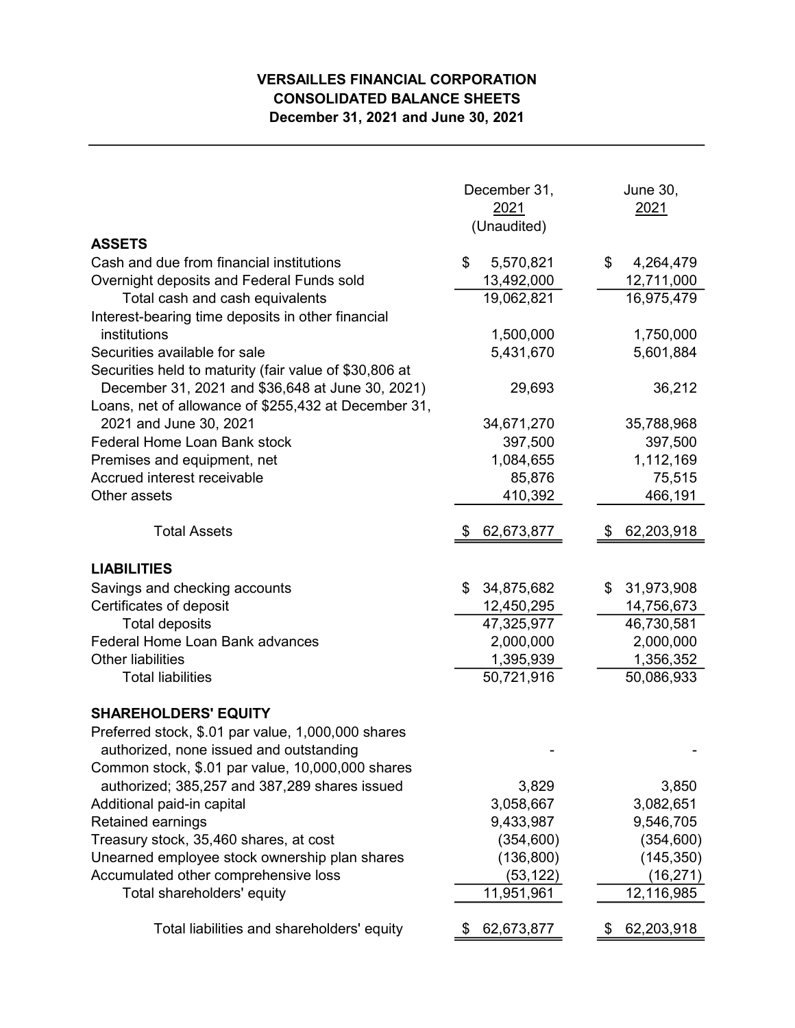# VERSAILLES FINANCIAL CORPORATION
## CONSOLIDATED BALANCE SHEETS
### December 31, 2021 and June 30, 2021

| | December 31, 2021 (Unaudited) | June 30, 2021 |
|---|---|---|
| **ASSETS** | | |
| Cash and due from financial institutions | $ 5,570,821 | $ 4,264,479 |
| Overnight deposits and Federal Funds sold | 13,492,000 | 12,711,000 |
| Total cash and cash equivalents | 19,062,821 | 16,975,479 |
| Interest-bearing time deposits in other financial institutions | 1,500,000 | 1,750,000 |
| Securities available for sale | 5,431,670 | 5,601,884 |
| Securities held to maturity (fair value of $30,806 at December 31, 2021 and $36,648 at June 30, 2021) | 29,693 | 36,212 |
| Loans, net of allowance of $255,432 at December 31, 2021 and June 30, 2021 | 34,671,270 | 35,788,968 |
| Federal Home Loan Bank stock | 397,500 | 397,500 |
| Premises and equipment, net | 1,084,655 | 1,112,169 |
| Accrued interest receivable | 85,876 | 75,515 |
| Other assets | 410,392 | 466,191 |
| Total Assets | $ 62,673,877 | $ 62,203,918 |
| **LIABILITIES** | | |
| Savings and checking accounts | $ 34,875,682 | $ 31,973,908 |
| Certificates of deposit | 12,450,295 | 14,756,673 |
| Total deposits | 47,325,977 | 46,730,581 |
| Federal Home Loan Bank advances | 2,000,000 | 2,000,000 |
| Other liabilities | 1,395,939 | 1,356,352 |
| Total liabilities | 50,721,916 | 50,086,933 |
| **SHAREHOLDERS' EQUITY** | | |
| Preferred stock, $.01 par value, 1,000,000 shares authorized, none issued and outstanding | - | - |
| Common stock, $.01 par value, 10,000,000 shares authorized; 385,257 and 387,289 shares issued | 3,829 | 3,850 |
| Additional paid-in capital | 3,058,667 | 3,082,651 |
| Retained earnings | 9,433,987 | 9,546,705 |
| Treasury stock, 35,460 shares, at cost | (354,600) | (354,600) |
| Unearned employee stock ownership plan shares | (136,800) | (145,350) |
| Accumulated other comprehensive loss | (53,122) | (16,271) |
| Total shareholders' equity | 11,951,961 | 12,116,985 |
| Total liabilities and shareholders' equity | $ 62,673,877 | $ 62,203,918 |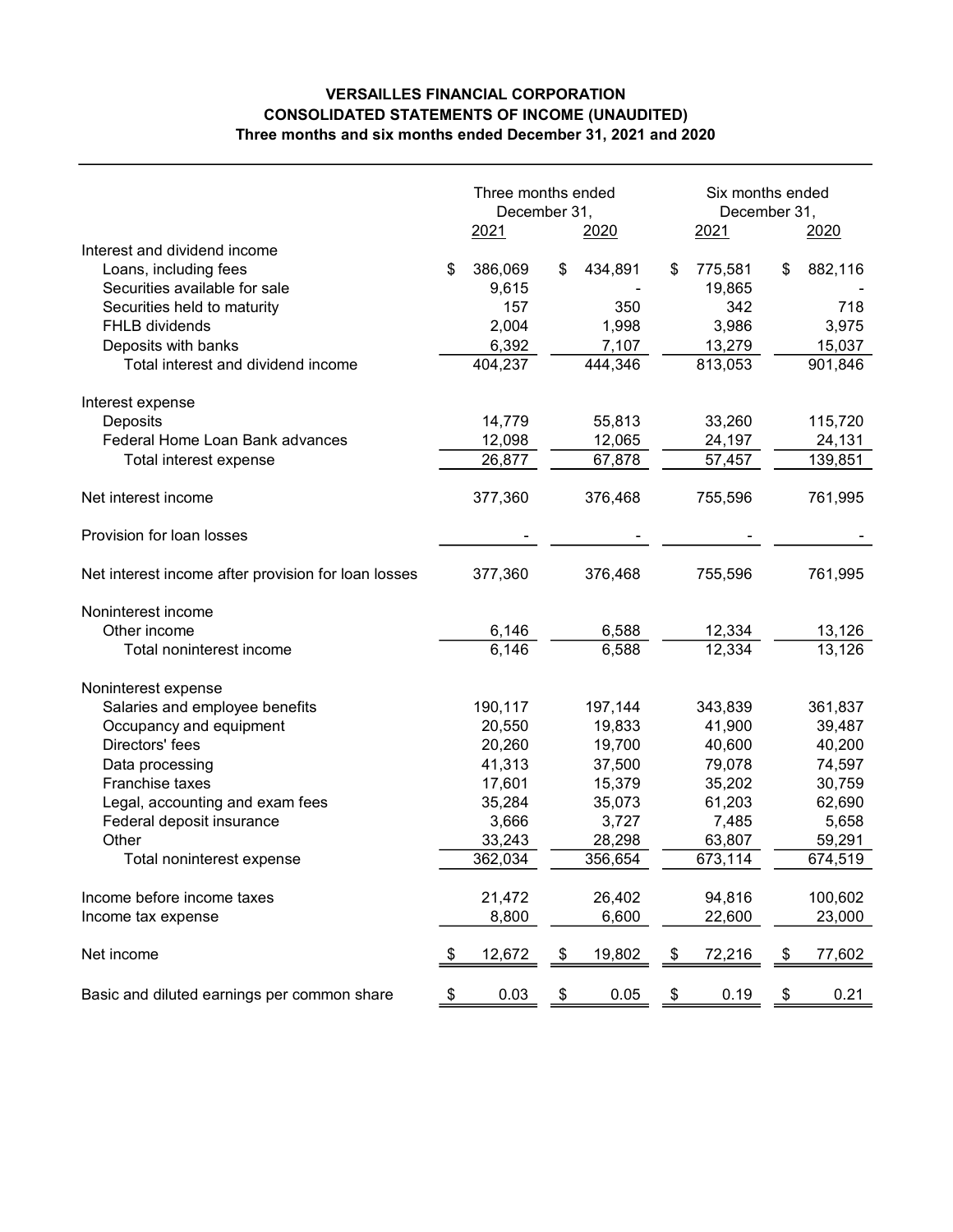**VERSAILLES FINANCIAL CORPORATION**
**CONSOLIDATED STATEMENTS OF INCOME (UNAUDITED)**
**Three months and six months ended December 31, 2021 and 2020**

| | Three months ended December 31, | | Six months ended December 31, | |
|---|---|---|---|---|
| | 2021 | 2020 | 2021 | 2020 |
| Interest and dividend income | | | | |
| Loans, including fees | $ 386,069 | $ 434,891 | $ 775,581 | $ 882,116 |
| Securities available for sale | 9,615 | - | 19,865 | - |
| Securities held to maturity | 157 | 350 | 342 | 718 |
| FHLB dividends | 2,004 | 1,998 | 3,986 | 3,975 |
| Deposits with banks | 6,392 | 7,107 | 13,279 | 15,037 |
| Total interest and dividend income | 404,237 | 444,346 | 813,053 | 901,846 |
| Interest expense | | | | |
| Deposits | 14,779 | 55,813 | 33,260 | 115,720 |
| Federal Home Loan Bank advances | 12,098 | 12,065 | 24,197 | 24,131 |
| Total interest expense | 26,877 | 67,878 | 57,457 | 139,851 |
| Net interest income | 377,360 | 376,468 | 755,596 | 761,995 |
| Provision for loan losses | - | - | - | - |
| Net interest income after provision for loan losses | 377,360 | 376,468 | 755,596 | 761,995 |
| Noninterest income | | | | |
| Other income | 6,146 | 6,588 | 12,334 | 13,126 |
| Total noninterest income | 6,146 | 6,588 | 12,334 | 13,126 |
| Noninterest expense | | | | |
| Salaries and employee benefits | 190,117 | 197,144 | 343,839 | 361,837 |
| Occupancy and equipment | 20,550 | 19,833 | 41,900 | 39,487 |
| Directors' fees | 20,260 | 19,700 | 40,600 | 40,200 |
| Data processing | 41,313 | 37,500 | 79,078 | 74,597 |
| Franchise taxes | 17,601 | 15,379 | 35,202 | 30,759 |
| Legal, accounting and exam fees | 35,284 | 35,073 | 61,203 | 62,690 |
| Federal deposit insurance | 3,666 | 3,727 | 7,485 | 5,658 |
| Other | 33,243 | 28,298 | 63,807 | 59,291 |
| Total noninterest expense | 362,034 | 356,654 | 673,114 | 674,519 |
| Income before income taxes | 21,472 | 26,402 | 94,816 | 100,602 |
| Income tax expense | 8,800 | 6,600 | 22,600 | 23,000 |
| Net income | $ 12,672 | $ 19,802 | $ 72,216 | $ 77,602 |
| Basic and diluted earnings per common share | $ 0.03 | $ 0.05 | $ 0.19 | $ 0.21 |